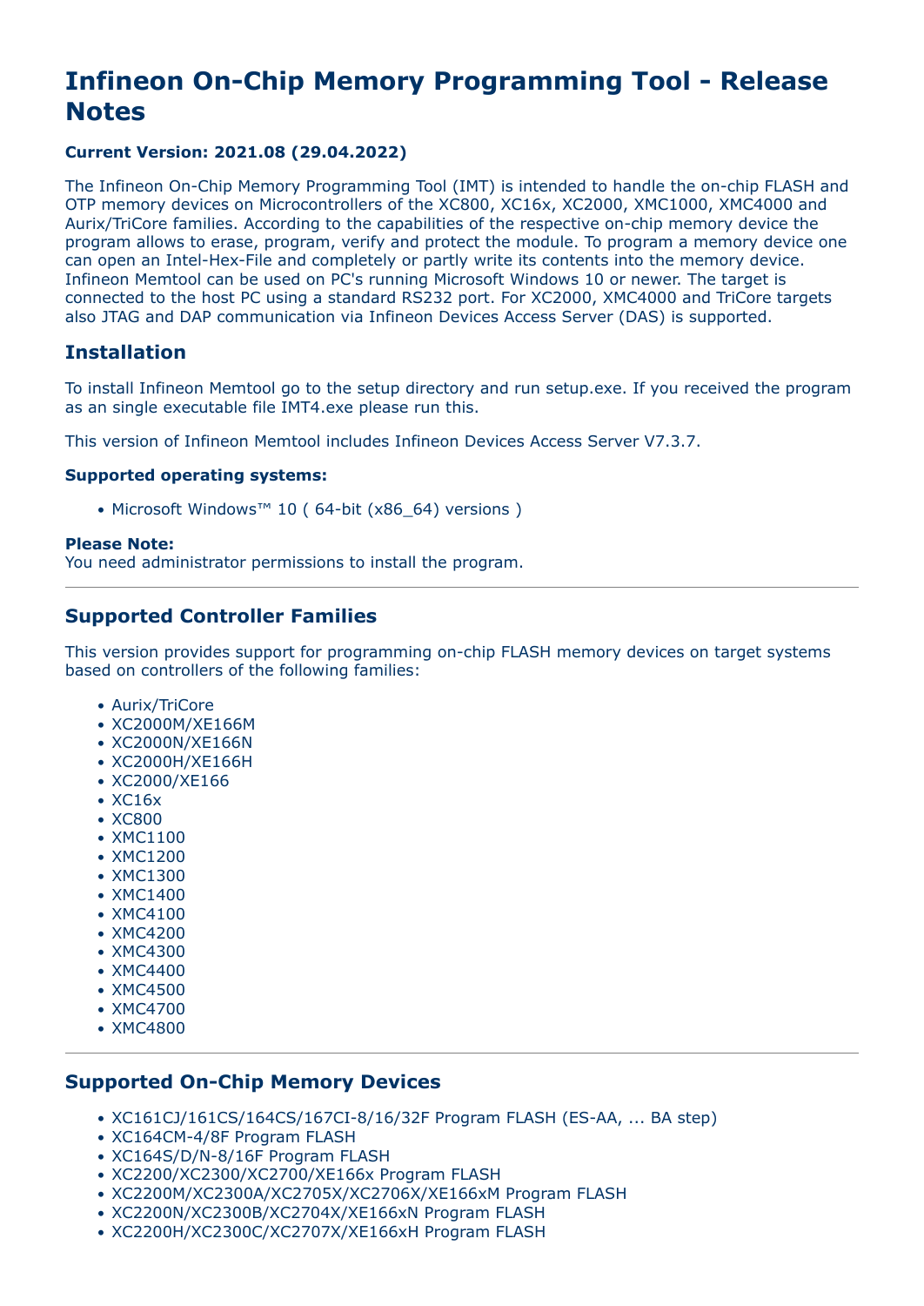# Infineon On-Chip Memory Programming Tool - Release Notes

**Current Version: 2021.08 (29.04.2022)**

The Infineon On-Chip Memory Programming Tool (IMT) is intended to handle the on-chip FLASH and OTP memory devices on Microcontrollers of the XC800, XC16x, XC2000, XMC1000, XMC4000 and Aurix/TriCore families. According to the capabilities of the respective on-chip memory device the program allows to erase, program, verify and protect the module. To program a memory device one can open an Intel-Hex-File and completely or partly write its contents into the memory device. Infineon Memtool can be used on PC's running Microsoft Windows 10 or newer. The target is connected to the host PC using a standard RS232 port. For XC2000, XMC4000 and TriCore targets also JTAG and DAP communication via Infineon Devices Access Server (DAS) is supported.

## Installation

To install Infineon Memtool go to the setup directory and run setup.exe. If you received the program as an single executable file IMT4.exe please run this.

This version of Infineon Memtool includes Infineon Devices Access Server V7.3.7.

**Supported operating systems:**

- Microsoft Windows™ 10 ( 64-bit (x86_64) versions )

**Please Note:**
You need administrator permissions to install the program.

---

## Supported Controller Families

This version provides support for programming on-chip FLASH memory devices on target systems based on controllers of the following families:

- Aurix/TriCore
- XC2000M/XE166M
- XC2000N/XE166N
- XC2000H/XE166H
- XC2000/XE166
- XC16x
- XC800
- XMC1100
- XMC1200
- XMC1300
- XMC1400
- XMC4100
- XMC4200
- XMC4300
- XMC4400
- XMC4500
- XMC4700
- XMC4800

---

## Supported On-Chip Memory Devices

- XC161CJ/161CS/164CS/167CI-8/16/32F Program FLASH (ES-AA, ... BA step)
- XC164CM-4/8F Program FLASH
- XC164S/D/N-8/16F Program FLASH
- XC2200/XC2300/XC2700/XE166x Program FLASH
- XC2200M/XC2300A/XC2705X/XC2706X/XE166xM Program FLASH
- XC2200N/XC2300B/XC2704X/XE166xN Program FLASH
- XC2200H/XC2300C/XC2707X/XE166xH Program FLASH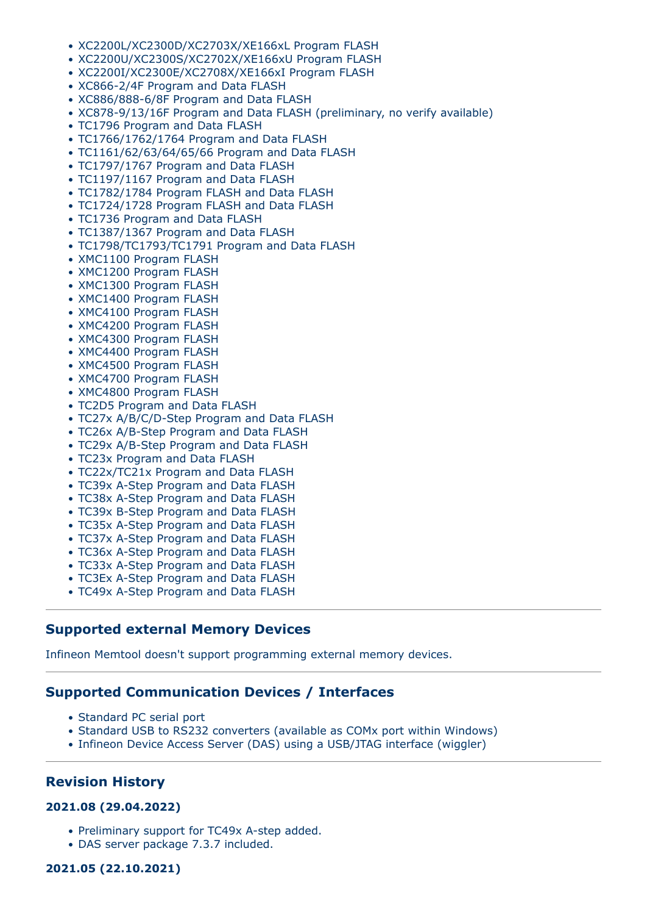- XC2200L/XC2300D/XC2703X/XE166xL Program FLASH
- XC2200U/XC2300S/XC2702X/XE166xU Program FLASH
- XC2200I/XC2300E/XC2708X/XE166xI Program FLASH
- XC866-2/4F Program and Data FLASH
- XC886/888-6/8F Program and Data FLASH
- XC878-9/13/16F Program and Data FLASH (preliminary, no verify available)
- TC1796 Program and Data FLASH
- TC1766/1762/1764 Program and Data FLASH
- TC1161/62/63/64/65/66 Program and Data FLASH
- TC1797/1767 Program and Data FLASH
- TC1197/1167 Program and Data FLASH
- TC1782/1784 Program FLASH and Data FLASH
- TC1724/1728 Program FLASH and Data FLASH
- TC1736 Program and Data FLASH
- TC1387/1367 Program and Data FLASH
- TC1798/TC1793/TC1791 Program and Data FLASH
- XMC1100 Program FLASH
- XMC1200 Program FLASH
- XMC1300 Program FLASH
- XMC1400 Program FLASH
- XMC4100 Program FLASH
- XMC4200 Program FLASH
- XMC4300 Program FLASH
- XMC4400 Program FLASH
- XMC4500 Program FLASH
- XMC4700 Program FLASH
- XMC4800 Program FLASH
- TC2D5 Program and Data FLASH
- TC27x A/B/C/D-Step Program and Data FLASH
- TC26x A/B-Step Program and Data FLASH
- TC29x A/B-Step Program and Data FLASH
- TC23x Program and Data FLASH
- TC22x/TC21x Program and Data FLASH
- TC39x A-Step Program and Data FLASH
- TC38x A-Step Program and Data FLASH
- TC39x B-Step Program and Data FLASH
- TC35x A-Step Program and Data FLASH
- TC37x A-Step Program and Data FLASH
- TC36x A-Step Program and Data FLASH
- TC33x A-Step Program and Data FLASH
- TC3Ex A-Step Program and Data FLASH
- TC49x A-Step Program and Data FLASH

## Supported external Memory Devices

Infineon Memtool doesn't support programming external memory devices.

## Supported Communication Devices / Interfaces

- Standard PC serial port
- Standard USB to RS232 converters (available as COMx port within Windows)
- Infineon Device Access Server (DAS) using a USB/JTAG interface (wiggler)

## Revision History

### 2021.08 (29.04.2022)

- Preliminary support for TC49x A-step added.
- DAS server package 7.3.7 included.

### 2021.05 (22.10.2021)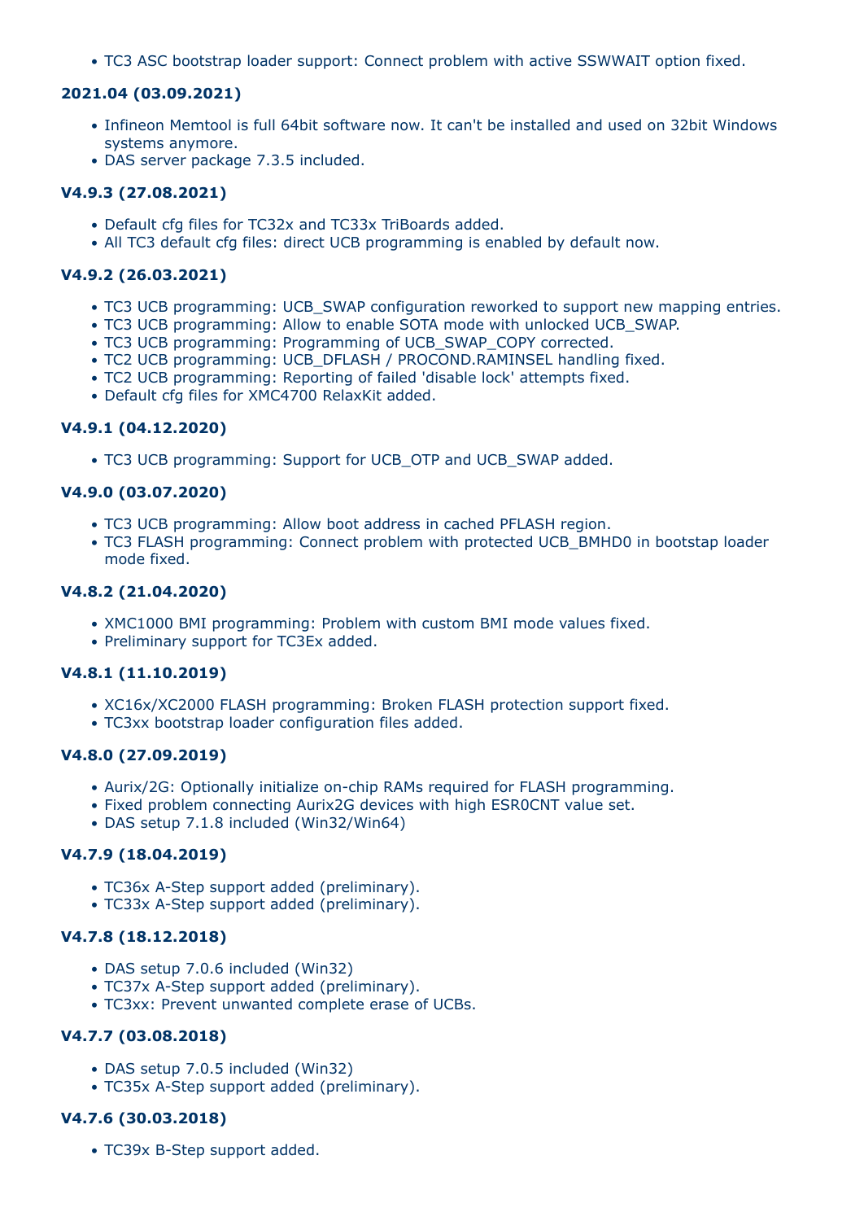- TC3 ASC bootstrap loader support: Connect problem with active SSWWAIT option fixed.

### 2021.04 (03.09.2021)

- Infineon Memtool is full 64bit software now. It can't be installed and used on 32bit Windows systems anymore.
- DAS server package 7.3.5 included.

### V4.9.3 (27.08.2021)

- Default cfg files for TC32x and TC33x TriBoards added.
- All TC3 default cfg files: direct UCB programming is enabled by default now.

### V4.9.2 (26.03.2021)

- TC3 UCB programming: UCB_SWAP configuration reworked to support new mapping entries.
- TC3 UCB programming: Allow to enable SOTA mode with unlocked UCB_SWAP.
- TC3 UCB programming: Programming of UCB_SWAP_COPY corrected.
- TC2 UCB programming: UCB_DFLASH / PROCOND.RAMINSEL handling fixed.
- TC2 UCB programming: Reporting of failed 'disable lock' attempts fixed.
- Default cfg files for XMC4700 RelaxKit added.

### V4.9.1 (04.12.2020)

- TC3 UCB programming: Support for UCB_OTP and UCB_SWAP added.

### V4.9.0 (03.07.2020)

- TC3 UCB programming: Allow boot address in cached PFLASH region.
- TC3 FLASH programming: Connect problem with protected UCB_BMHD0 in bootstap loader mode fixed.

### V4.8.2 (21.04.2020)

- XMC1000 BMI programming: Problem with custom BMI mode values fixed.
- Preliminary support for TC3Ex added.

### V4.8.1 (11.10.2019)

- XC16x/XC2000 FLASH programming: Broken FLASH protection support fixed.
- TC3xx bootstrap loader configuration files added.

### V4.8.0 (27.09.2019)

- Aurix/2G: Optionally initialize on-chip RAMs required for FLASH programming.
- Fixed problem connecting Aurix2G devices with high ESR0CNT value set.
- DAS setup 7.1.8 included (Win32/Win64)

### V4.7.9 (18.04.2019)

- TC36x A-Step support added (preliminary).
- TC33x A-Step support added (preliminary).

### V4.7.8 (18.12.2018)

- DAS setup 7.0.6 included (Win32)
- TC37x A-Step support added (preliminary).
- TC3xx: Prevent unwanted complete erase of UCBs.

### V4.7.7 (03.08.2018)

- DAS setup 7.0.5 included (Win32)
- TC35x A-Step support added (preliminary).

### V4.7.6 (30.03.2018)

- TC39x B-Step support added.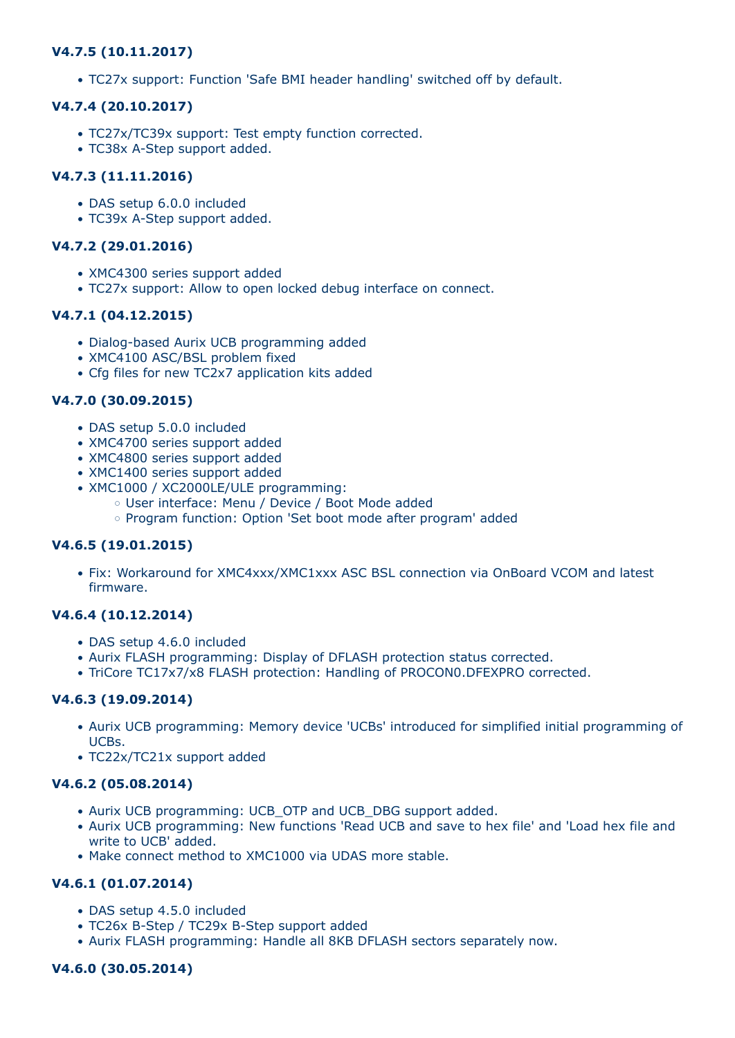### V4.7.5 (10.11.2017)

- TC27x support: Function 'Safe BMI header handling' switched off by default.

### V4.7.4 (20.10.2017)

- TC27x/TC39x support: Test empty function corrected.
- TC38x A-Step support added.

### V4.7.3 (11.11.2016)

- DAS setup 6.0.0 included
- TC39x A-Step support added.

### V4.7.2 (29.01.2016)

- XMC4300 series support added
- TC27x support: Allow to open locked debug interface on connect.

### V4.7.1 (04.12.2015)

- Dialog-based Aurix UCB programming added
- XMC4100 ASC/BSL problem fixed
- Cfg files for new TC2x7 application kits added

### V4.7.0 (30.09.2015)

- DAS setup 5.0.0 included
- XMC4700 series support added
- XMC4800 series support added
- XMC1400 series support added
- XMC1000 / XC2000LE/ULE programming:
  - User interface: Menu / Device / Boot Mode added
  - Program function: Option 'Set boot mode after program' added

### V4.6.5 (19.01.2015)

- Fix: Workaround for XMC4xxx/XMC1xxx ASC BSL connection via OnBoard VCOM and latest firmware.

### V4.6.4 (10.12.2014)

- DAS setup 4.6.0 included
- Aurix FLASH programming: Display of DFLASH protection status corrected.
- TriCore TC17x7/x8 FLASH protection: Handling of PROCON0.DFEXPRO corrected.

### V4.6.3 (19.09.2014)

- Aurix UCB programming: Memory device 'UCBs' introduced for simplified initial programming of UCBs.
- TC22x/TC21x support added

### V4.6.2 (05.08.2014)

- Aurix UCB programming: UCB_OTP and UCB_DBG support added.
- Aurix UCB programming: New functions 'Read UCB and save to hex file' and 'Load hex file and write to UCB' added.
- Make connect method to XMC1000 via UDAS more stable.

### V4.6.1 (01.07.2014)

- DAS setup 4.5.0 included
- TC26x B-Step / TC29x B-Step support added
- Aurix FLASH programming: Handle all 8KB DFLASH sectors separately now.

### V4.6.0 (30.05.2014)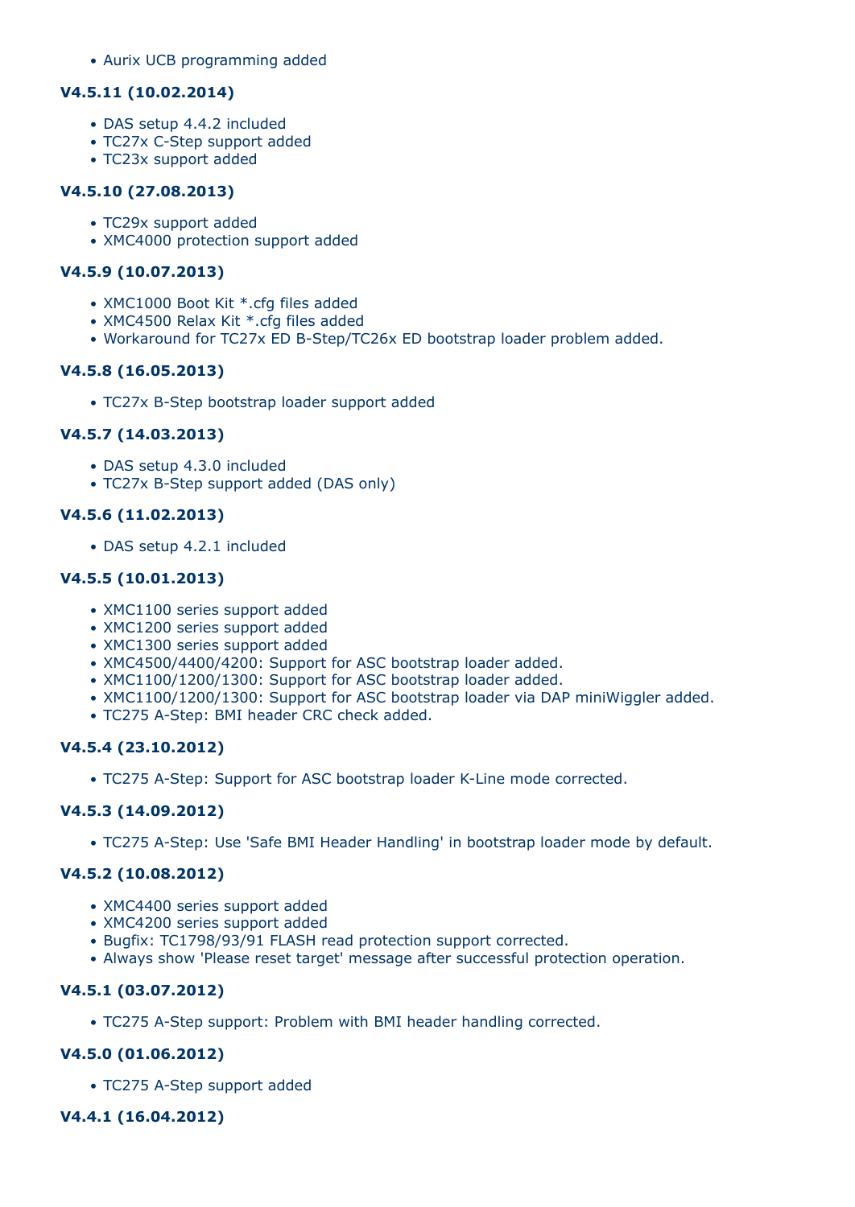- Aurix UCB programming added

### V4.5.11 (10.02.2014)

- DAS setup 4.4.2 included
- TC27x C-Step support added
- TC23x support added

### V4.5.10 (27.08.2013)

- TC29x support added
- XMC4000 protection support added

### V4.5.9 (10.07.2013)

- XMC1000 Boot Kit *.cfg files added
- XMC4500 Relax Kit *.cfg files added
- Workaround for TC27x ED B-Step/TC26x ED bootstrap loader problem added.

### V4.5.8 (16.05.2013)

- TC27x B-Step bootstrap loader support added

### V4.5.7 (14.03.2013)

- DAS setup 4.3.0 included
- TC27x B-Step support added (DAS only)

### V4.5.6 (11.02.2013)

- DAS setup 4.2.1 included

### V4.5.5 (10.01.2013)

- XMC1100 series support added
- XMC1200 series support added
- XMC1300 series support added
- XMC4500/4400/4200: Support for ASC bootstrap loader added.
- XMC1100/1200/1300: Support for ASC bootstrap loader added.
- XMC1100/1200/1300: Support for ASC bootstrap loader via DAP miniWiggler added.
- TC275 A-Step: BMI header CRC check added.

### V4.5.4 (23.10.2012)

- TC275 A-Step: Support for ASC bootstrap loader K-Line mode corrected.

### V4.5.3 (14.09.2012)

- TC275 A-Step: Use 'Safe BMI Header Handling' in bootstrap loader mode by default.

### V4.5.2 (10.08.2012)

- XMC4400 series support added
- XMC4200 series support added
- Bugfix: TC1798/93/91 FLASH read protection support corrected.
- Always show 'Please reset target' message after successful protection operation.

### V4.5.1 (03.07.2012)

- TC275 A-Step support: Problem with BMI header handling corrected.

### V4.5.0 (01.06.2012)

- TC275 A-Step support added

### V4.4.1 (16.04.2012)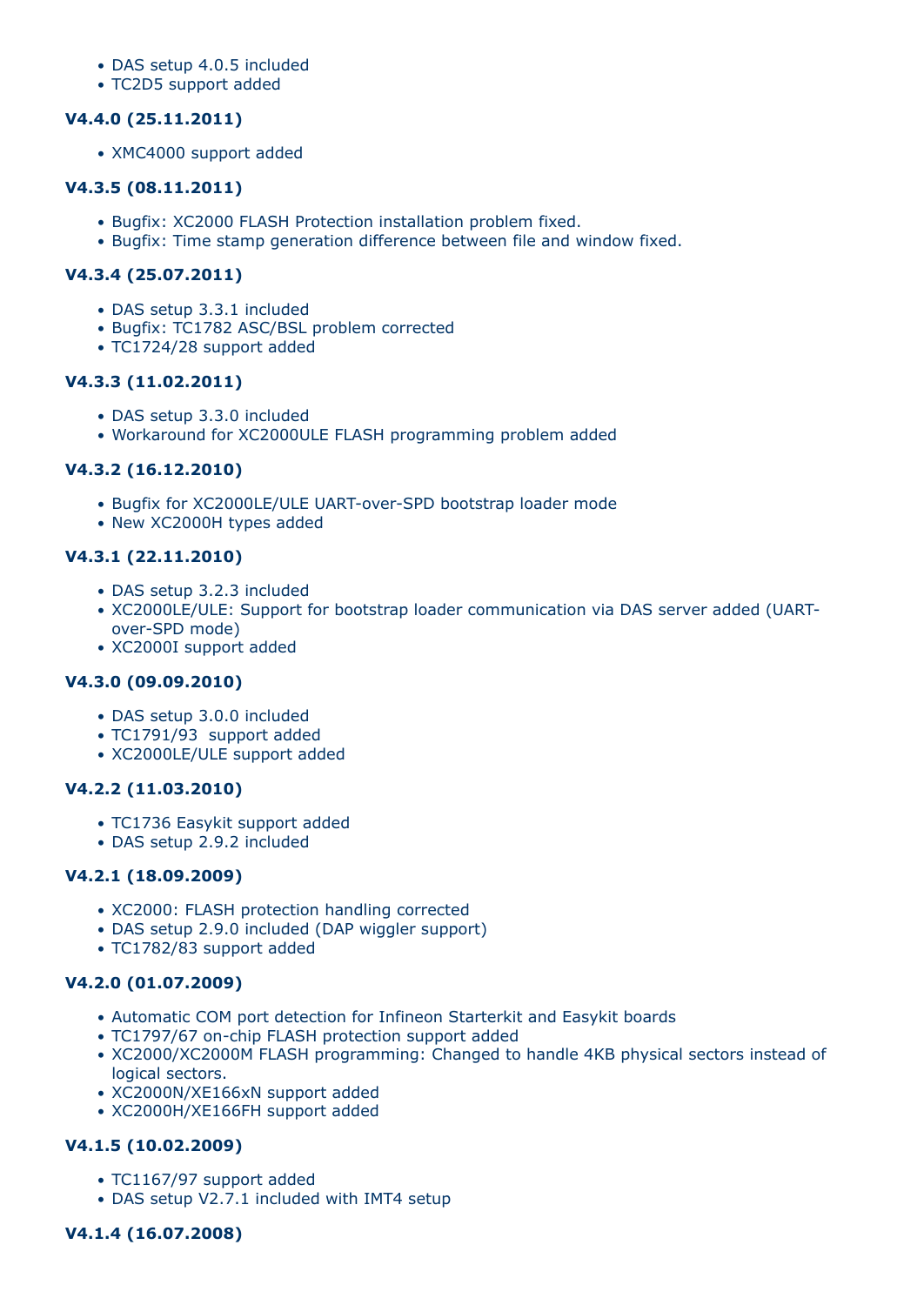- DAS setup 4.0.5 included
- TC2D5 support added

### V4.4.0 (25.11.2011)

- XMC4000 support added

### V4.3.5 (08.11.2011)

- Bugfix: XC2000 FLASH Protection installation problem fixed.
- Bugfix: Time stamp generation difference between file and window fixed.

### V4.3.4 (25.07.2011)

- DAS setup 3.3.1 included
- Bugfix: TC1782 ASC/BSL problem corrected
- TC1724/28 support added

### V4.3.3 (11.02.2011)

- DAS setup 3.3.0 included
- Workaround for XC2000ULE FLASH programming problem added

### V4.3.2 (16.12.2010)

- Bugfix for XC2000LE/ULE UART-over-SPD bootstrap loader mode
- New XC2000H types added

### V4.3.1 (22.11.2010)

- DAS setup 3.2.3 included
- XC2000LE/ULE: Support for bootstrap loader communication via DAS server added (UART-over-SPD mode)
- XC2000I support added

### V4.3.0 (09.09.2010)

- DAS setup 3.0.0 included
- TC1791/93 support added
- XC2000LE/ULE support added

### V4.2.2 (11.03.2010)

- TC1736 Easykit support added
- DAS setup 2.9.2 included

### V4.2.1 (18.09.2009)

- XC2000: FLASH protection handling corrected
- DAS setup 2.9.0 included (DAP wiggler support)
- TC1782/83 support added

### V4.2.0 (01.07.2009)

- Automatic COM port detection for Infineon Starterkit and Easykit boards
- TC1797/67 on-chip FLASH protection support added
- XC2000/XC2000M FLASH programming: Changed to handle 4KB physical sectors instead of logical sectors.
- XC2000N/XE166xN support added
- XC2000H/XE166FH support added

### V4.1.5 (10.02.2009)

- TC1167/97 support added
- DAS setup V2.7.1 included with IMT4 setup

### V4.1.4 (16.07.2008)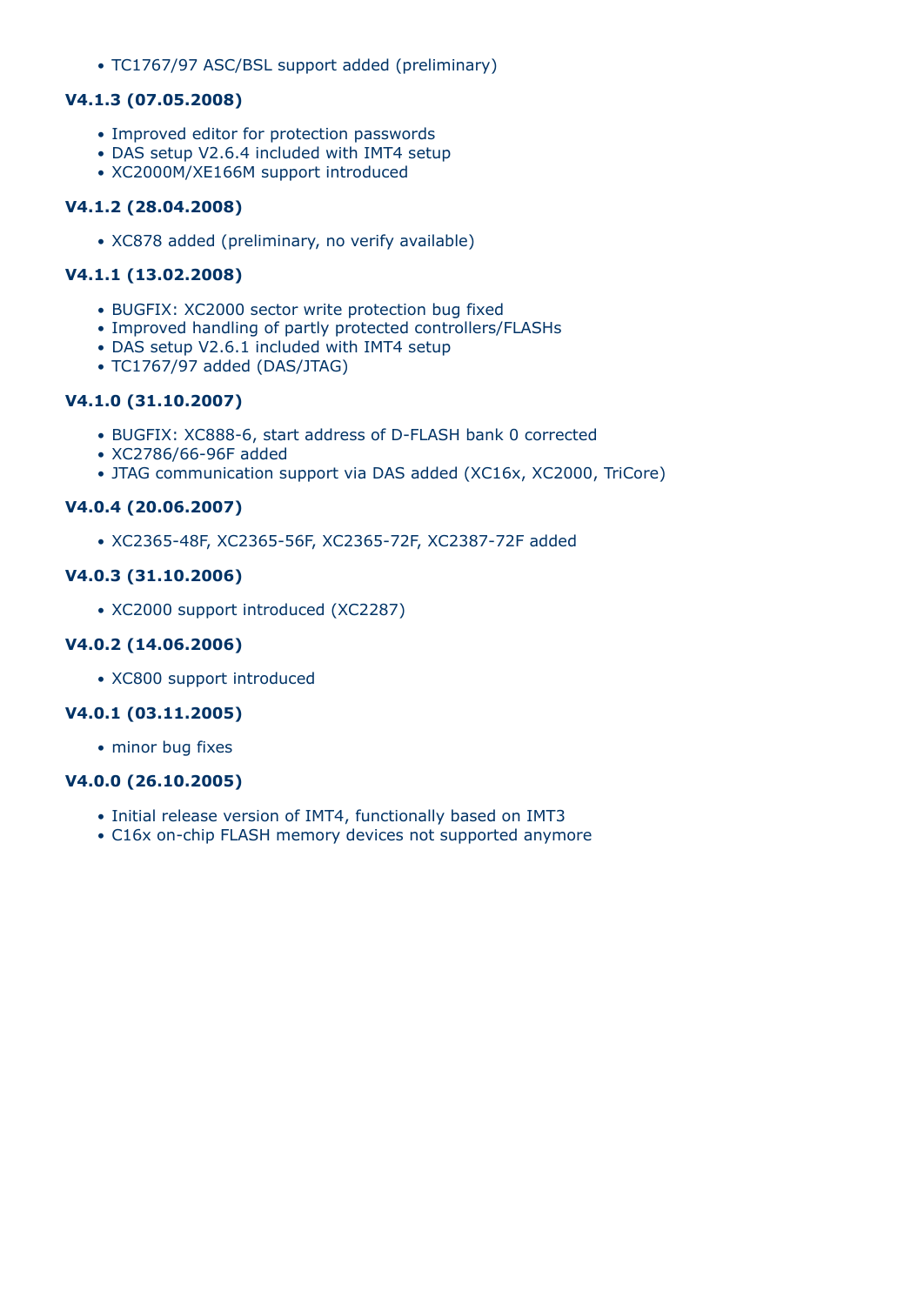- TC1767/97 ASC/BSL support added (preliminary)

### V4.1.3 (07.05.2008)

- Improved editor for protection passwords
- DAS setup V2.6.4 included with IMT4 setup
- XC2000M/XE166M support introduced

### V4.1.2 (28.04.2008)

- XC878 added (preliminary, no verify available)

### V4.1.1 (13.02.2008)

- BUGFIX: XC2000 sector write protection bug fixed
- Improved handling of partly protected controllers/FLASHs
- DAS setup V2.6.1 included with IMT4 setup
- TC1767/97 added (DAS/JTAG)

### V4.1.0 (31.10.2007)

- BUGFIX: XC888-6, start address of D-FLASH bank 0 corrected
- XC2786/66-96F added
- JTAG communication support via DAS added (XC16x, XC2000, TriCore)

### V4.0.4 (20.06.2007)

- XC2365-48F, XC2365-56F, XC2365-72F, XC2387-72F added

### V4.0.3 (31.10.2006)

- XC2000 support introduced (XC2287)

### V4.0.2 (14.06.2006)

- XC800 support introduced

### V4.0.1 (03.11.2005)

- minor bug fixes

### V4.0.0 (26.10.2005)

- Initial release version of IMT4, functionally based on IMT3
- C16x on-chip FLASH memory devices not supported anymore